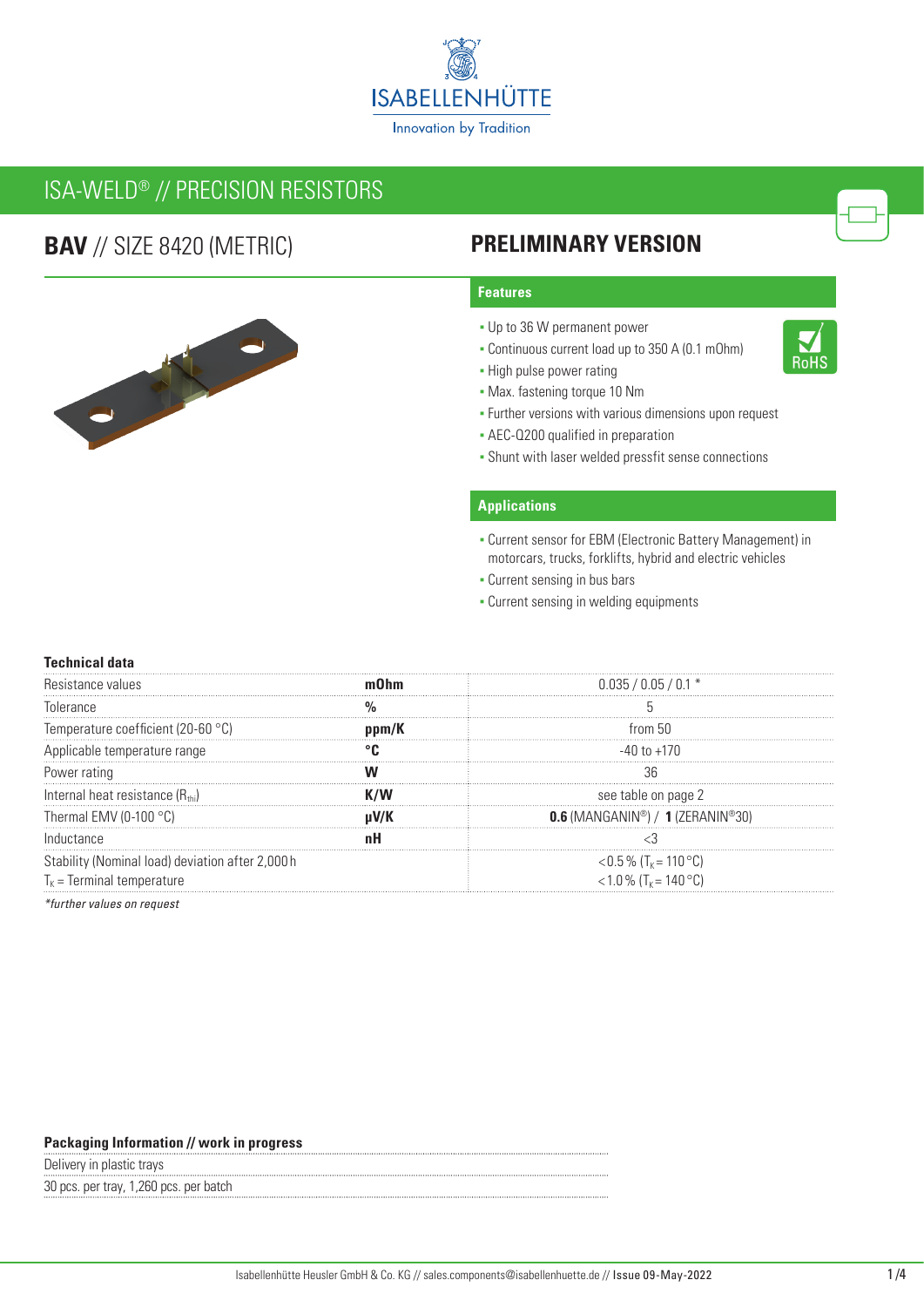ISABELLENHÜTTE

Innovation by Tradition

# ISA-WELD® // PRECISION RESISTORS

## BAV // SIZE 8420 (METRIC)

## PRELIMINARY VERSION

### Features

- Up to 36 W permanent power
- Continuous current load up to 350 A (0.1 mOhm)
- High pulse power rating
- Max. fastening torque 10 Nm
- Further versions with various dimensions upon request
- AEC-Q200 qualified in preparation
- Shunt with laser welded pressfit sense connections

RoHS

### Applications

- Current sensor for EBM (Electronic Battery Management) in motorcars, trucks, forklifts, hybrid and electric vehicles
- Current sensing in bus bars
- Current sensing in welding equipments

### Technical data

| | | |
|---|---|---|
| Resistance values | **mOhm** | 0.035 / 0.05 / 0.1 * |
| Tolerance | **%** | 5 |
| Temperature coefficient (20-60 °C) | **ppm/K** | from 50 |
| Applicable temperature range | **°C** | -40 to +170 |
| Power rating | **W** | 36 |
| Internal heat resistance ($R_{thi}$) | **K/W** | see table on page 2 |
| Thermal EMV (0-100 °C) | **µV/K** | **0.6** (MANGANIN®) / **1** (ZERANIN®30) |
| Inductance | **nH** | <3 |
| Stability (Nominal load) deviation after 2,000 h<br>$T_K$ = Terminal temperature | | <0.5 % ($T_K$ = 110 °C)<br><1.0 % ($T_K$ = 140 °C) |

*\*further values on request*

### Packaging Information // work in progress

Delivery in plastic trays

30 pcs. per tray, 1,260 pcs. per batch

Isabellenhütte Heusler GmbH & Co. KG // sales.components@isabellenhuette.de // Issue 09-May-2022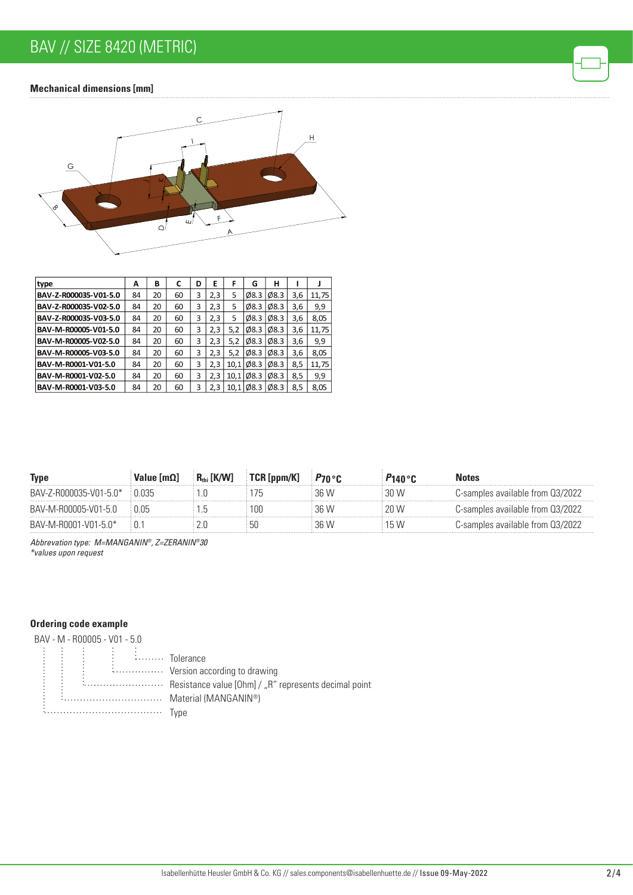# BAV // SIZE 8420 (METRIC)

### Mechanical dimensions [mm]

| type | A | B | C | D | E | F | G | H | I | J |
|---|---|---|---|---|---|---|---|---|---|---|
| BAV-Z-R000035-V01-5.0 | 84 | 20 | 60 | 3 | 2,3 | 5 | Ø8.3 | Ø8.3 | 3,6 | 11,75 |
| BAV-Z-R000035-V02-5.0 | 84 | 20 | 60 | 3 | 2,3 | 5 | Ø8.3 | Ø8.3 | 3,6 | 9,9 |
| BAV-Z-R000035-V03-5.0 | 84 | 20 | 60 | 3 | 2,3 | 5 | Ø8.3 | Ø8.3 | 3,6 | 8,05 |
| BAV-M-R00005-V01-5.0 | 84 | 20 | 60 | 3 | 2,3 | 5,2 | Ø8.3 | Ø8.3 | 3,6 | 11,75 |
| BAV-M-R00005-V02-5.0 | 84 | 20 | 60 | 3 | 2,3 | 5,2 | Ø8.3 | Ø8.3 | 3,6 | 9,9 |
| BAV-M-R00005-V03-5.0 | 84 | 20 | 60 | 3 | 2,3 | 5,2 | Ø8.3 | Ø8.3 | 3,6 | 8,05 |
| BAV-M-R0001-V01-5.0 | 84 | 20 | 60 | 3 | 2,3 | 10,1 | Ø8.3 | Ø8.3 | 8,5 | 11,75 |
| BAV-M-R0001-V02-5.0 | 84 | 20 | 60 | 3 | 2,3 | 10,1 | Ø8.3 | Ø8.3 | 8,5 | 9,9 |
| BAV-M-R0001-V03-5.0 | 84 | 20 | 60 | 3 | 2,3 | 10,1 | Ø8.3 | Ø8.3 | 8,5 | 8,05 |

| Type | Value [mΩ] | $R_{thi}$ [K/W] | TCR [ppm/K] | $P_{70\,°C}$ | $P_{140\,°C}$ | Notes |
|---|---|---|---|---|---|---|
| BAV-Z-R000035-V01-5.0* | 0.035 | 1.0 | 175 | 36 W | 30 W | C-samples available from Q3/2022 |
| BAV-M-R00005-V01-5.0 | 0.05 | 1.5 | 100 | 36 W | 20 W | C-samples available from Q3/2022 |
| BAV-M-R0001-V01-5.0* | 0.1 | 2.0 | 50 | 36 W | 15 W | C-samples available from Q3/2022 |

*Abbrevation type: M=MANGANIN®, Z=ZERANIN®30*
*\*values upon request*

### Ordering code example

BAV - M - R00005 - V01 - 5.0

- 5.0 ········ Tolerance
- V01 ········ Version according to drawing
- R00005 ········ Resistance value [Ohm] / „R" represents decimal point
- M ········ Material (MANGANIN®)
- BAV ········ Type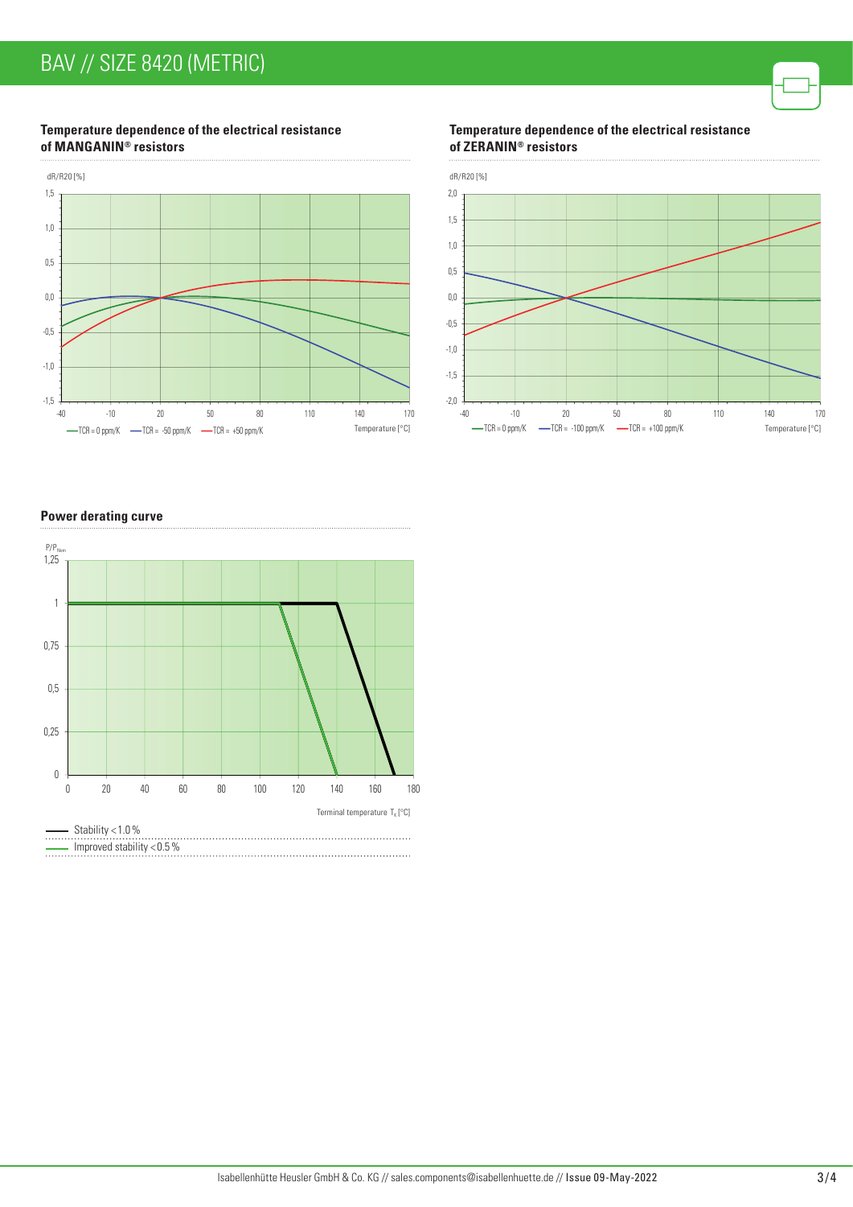## Temperature dependence of the electrical resistance of MANGANIN® resistors

dR/R20 [%]

1,5
1,0
0,5
0,0
-0,5
-1,0
-1,5

-40 -10 20 50 80 110 140 170

Temperature [°C]

TCR = 0 ppm/K — TCR = -50 ppm/K — TCR = +50 ppm/K

## Temperature dependence of the electrical resistance of ZERANIN® resistors

dR/R20 [%]

2,0
1,5
1,0
0,5
0,0
-0,5
-1,0
-1,5
-2,0

-40 -10 20 50 80 110 140 170

Temperature [°C]

TCR = 0 ppm/K — TCR = -100 ppm/K — TCR = +100 ppm/K

## Power derating curve

$P/P_{Nom}$

1,25
1
0,75
0,5
0,25
0

0 20 40 60 80 100 120 140 160 180

Terminal temperature $T_K$ [°C]

Stability < 1.0 %

Improved stability < 0.5 %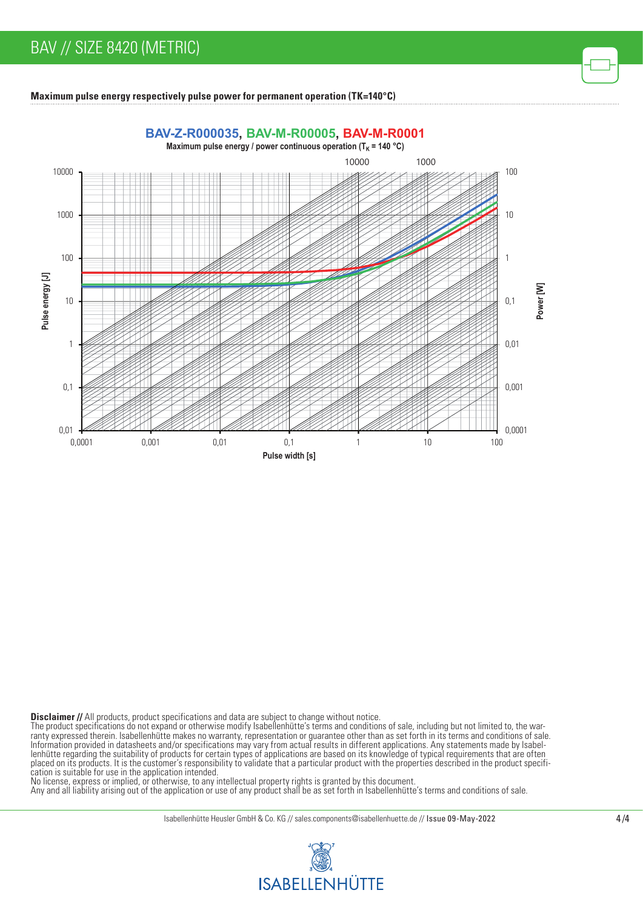# BAV // SIZE 8420 (METRIC)

**Maximum pulse energy respectively pulse power for permanent operation (TK=140°C)**

**BAV-Z-R000035, BAV-M-R00005, BAV-M-R0001**

Maximum pulse energy / power continuous operation ($T_K$ = 140 °C)

10000
1000

Pulse energy [J]

10000
1000
100
10
1
0,1
0,01

Power [W]

100
10
1
0,1
0,01
0,001
0,0001

0,0001
0,001
0,01
0,1
1
10
100

Pulse width [s]

**Disclaimer //** All products, product specifications and data are subject to change without notice.
The product specifications do not expand or otherwise modify Isabellenhütte's terms and conditions of sale, including but not limited to, the warranty expressed therein. Isabellenhütte makes no warranty, representation or guarantee other than as set forth in its terms and conditions of sale. Information provided in datasheets and/or specifications may vary from actual results in different applications. Any statements made by Isabellenhütte regarding the suitability of products for certain types of applications are based on its knowledge of typical requirements that are often placed on its products. It is the customer's responsibility to validate that a particular product with the properties described in the product specification is suitable for use in the application intended.
No license, express or implied, or otherwise, to any intellectual property rights is granted by this document.
Any and all liability arising out of the application or use of any product shall be as set forth in Isabellenhütte's terms and conditions of sale.

Isabellenhütte Heusler GmbH & Co. KG // sales.components@isabellenhuette.de // Issue 09-May-2022

ISABELLENHÜTTE